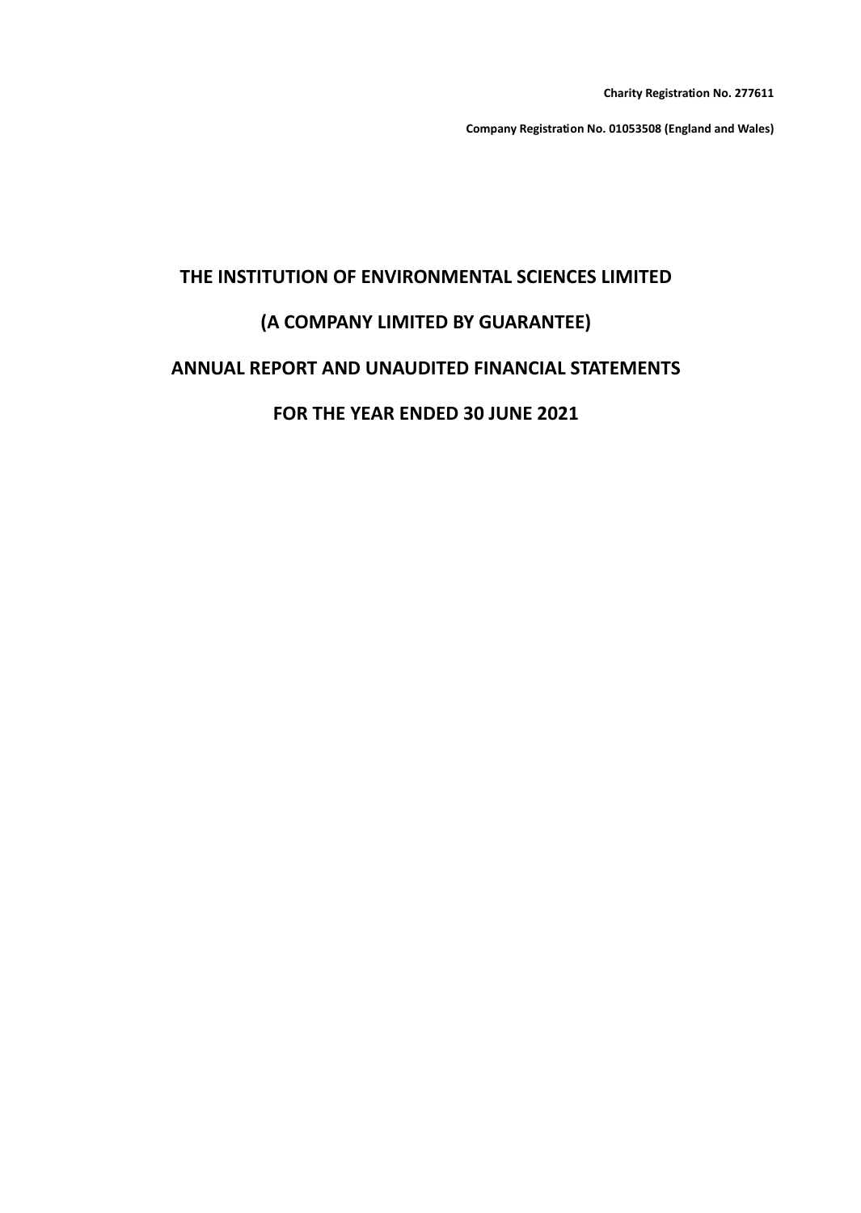**Charity Registration No. 277611**

**Company Registration No. 01053508 (England and Wales)**

# THE INSTITUTION OF ENVIRONMENTAL SCIENCES LIMITED

# (A COMPANY LIMITED BY GUARANTEE)

# ANNUAL REPORT AND UNAUDITED FINANCIAL STATEMENTS

# FOR THE YEAR ENDED 30 JUNE 2021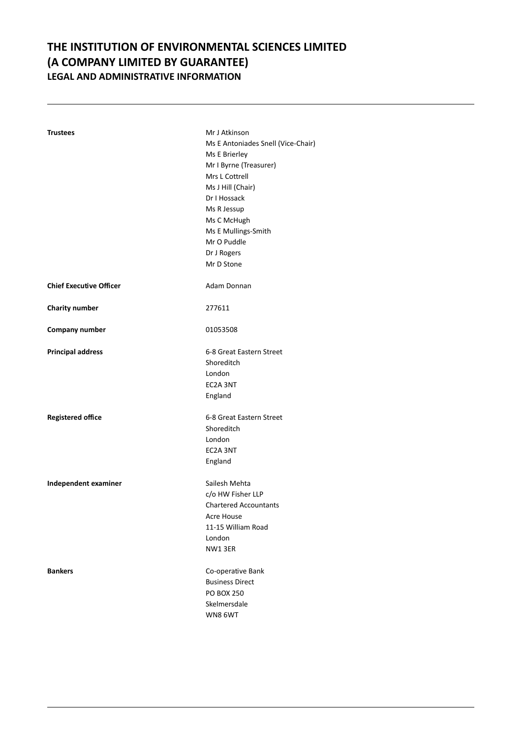# THE INSTITUTION OF ENVIRONMENTAL SCIENCES LIMITED
# (A COMPANY LIMITED BY GUARANTEE)
## LEGAL AND ADMINISTRATIVE INFORMATION

| | |
|---|---|
| **Trustees** | Mr J Atkinson<br>Ms E Antoniades Snell (Vice-Chair)<br>Ms E Brierley<br>Mr I Byrne (Treasurer)<br>Mrs L Cottrell<br>Ms J Hill (Chair)<br>Dr I Hossack<br>Ms R Jessup<br>Ms C McHugh<br>Ms E Mullings-Smith<br>Mr O Puddle<br>Dr J Rogers<br>Mr D Stone |
| **Chief Executive Officer** | Adam Donnan |
| **Charity number** | 277611 |
| **Company number** | 01053508 |
| **Principal address** | 6-8 Great Eastern Street<br>Shoreditch<br>London<br>EC2A 3NT<br>England |
| **Registered office** | 6-8 Great Eastern Street<br>Shoreditch<br>London<br>EC2A 3NT<br>England |
| **Independent examiner** | Sailesh Mehta<br>c/o HW Fisher LLP<br>Chartered Accountants<br>Acre House<br>11-15 William Road<br>London<br>NW1 3ER |
| **Bankers** | Co-operative Bank<br>Business Direct<br>PO BOX 250<br>Skelmersdale<br>WN8 6WT |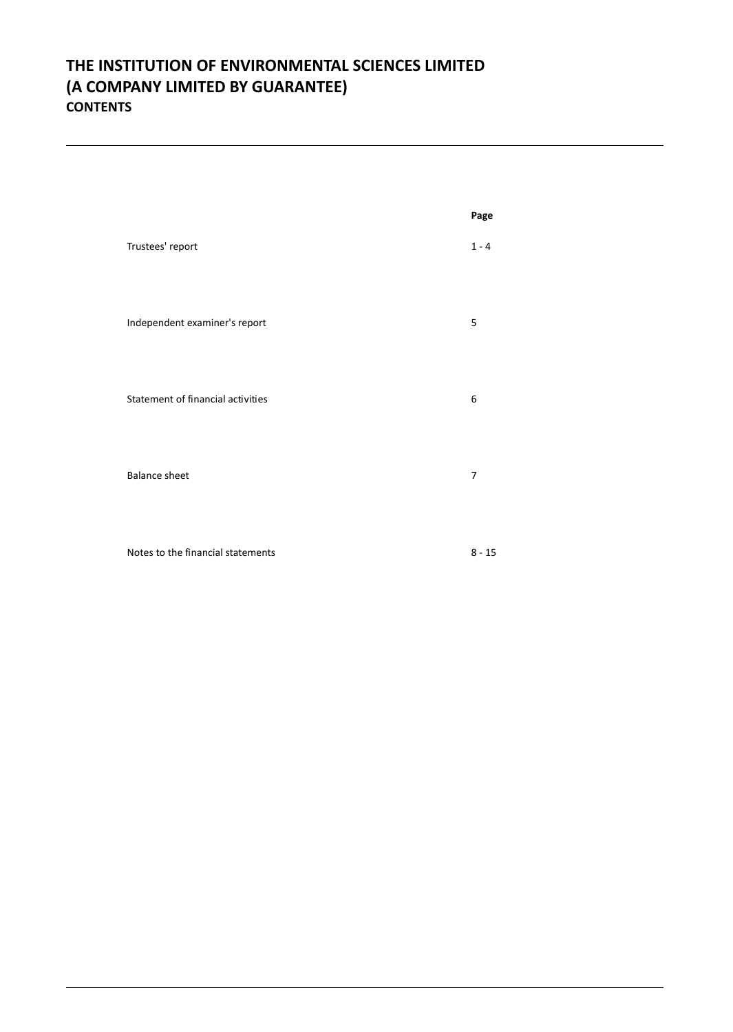# THE INSTITUTION OF ENVIRONMENTAL SCIENCES LIMITED
# (A COMPANY LIMITED BY GUARANTEE)
## CONTENTS

| | Page |
|---|---|
| Trustees' report | 1 - 4 |
| Independent examiner's report | 5 |
| Statement of financial activities | 6 |
| Balance sheet | 7 |
| Notes to the financial statements | 8 - 15 |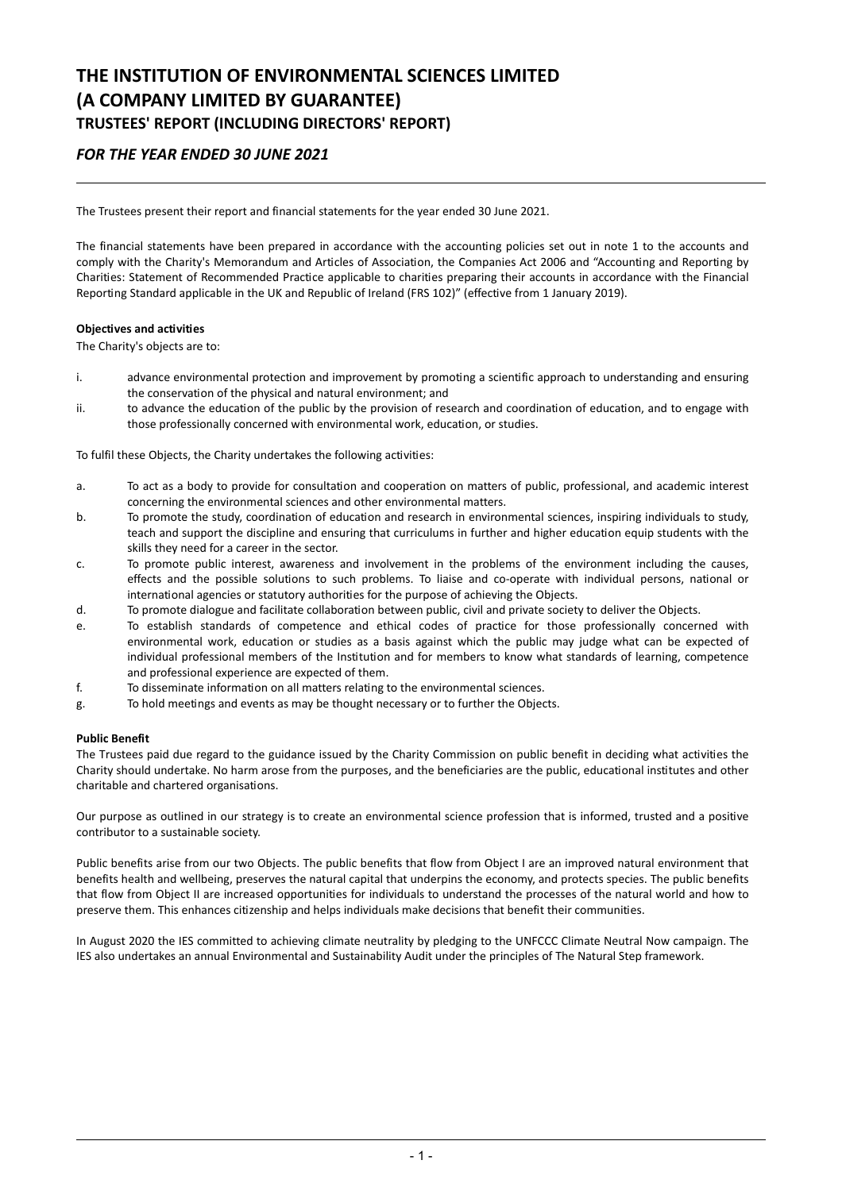# THE INSTITUTION OF ENVIRONMENTAL SCIENCES LIMITED
# (A COMPANY LIMITED BY GUARANTEE)
## TRUSTEES' REPORT (INCLUDING DIRECTORS' REPORT)

### *FOR THE YEAR ENDED 30 JUNE 2021*

The Trustees present their report and financial statements for the year ended 30 June 2021.

The financial statements have been prepared in accordance with the accounting policies set out in note 1 to the accounts and comply with the Charity's Memorandum and Articles of Association, the Companies Act 2006 and "Accounting and Reporting by Charities: Statement of Recommended Practice applicable to charities preparing their accounts in accordance with the Financial Reporting Standard applicable in the UK and Republic of Ireland (FRS 102)" (effective from 1 January 2019).

**Objectives and activities**

The Charity's objects are to:

i. advance environmental protection and improvement by promoting a scientific approach to understanding and ensuring the conservation of the physical and natural environment; and
ii. to advance the education of the public by the provision of research and coordination of education, and to engage with those professionally concerned with environmental work, education, or studies.

To fulfil these Objects, the Charity undertakes the following activities:

a. To act as a body to provide for consultation and cooperation on matters of public, professional, and academic interest concerning the environmental sciences and other environmental matters.
b. To promote the study, coordination of education and research in environmental sciences, inspiring individuals to study, teach and support the discipline and ensuring that curriculums in further and higher education equip students with the skills they need for a career in the sector.
c. To promote public interest, awareness and involvement in the problems of the environment including the causes, effects and the possible solutions to such problems. To liaise and co-operate with individual persons, national or international agencies or statutory authorities for the purpose of achieving the Objects.
d. To promote dialogue and facilitate collaboration between public, civil and private society to deliver the Objects.
e. To establish standards of competence and ethical codes of practice for those professionally concerned with environmental work, education or studies as a basis against which the public may judge what can be expected of individual professional members of the Institution and for members to know what standards of learning, competence and professional experience are expected of them.
f. To disseminate information on all matters relating to the environmental sciences.
g. To hold meetings and events as may be thought necessary or to further the Objects.

**Public Benefit**

The Trustees paid due regard to the guidance issued by the Charity Commission on public benefit in deciding what activities the Charity should undertake. No harm arose from the purposes, and the beneficiaries are the public, educational institutes and other charitable and chartered organisations.

Our purpose as outlined in our strategy is to create an environmental science profession that is informed, trusted and a positive contributor to a sustainable society.

Public benefits arise from our two Objects. The public benefits that flow from Object I are an improved natural environment that benefits health and wellbeing, preserves the natural capital that underpins the economy, and protects species. The public benefits that flow from Object II are increased opportunities for individuals to understand the processes of the natural world and how to preserve them. This enhances citizenship and helps individuals make decisions that benefit their communities.

In August 2020 the IES committed to achieving climate neutrality by pledging to the UNFCCC Climate Neutral Now campaign. The IES also undertakes an annual Environmental and Sustainability Audit under the principles of The Natural Step framework.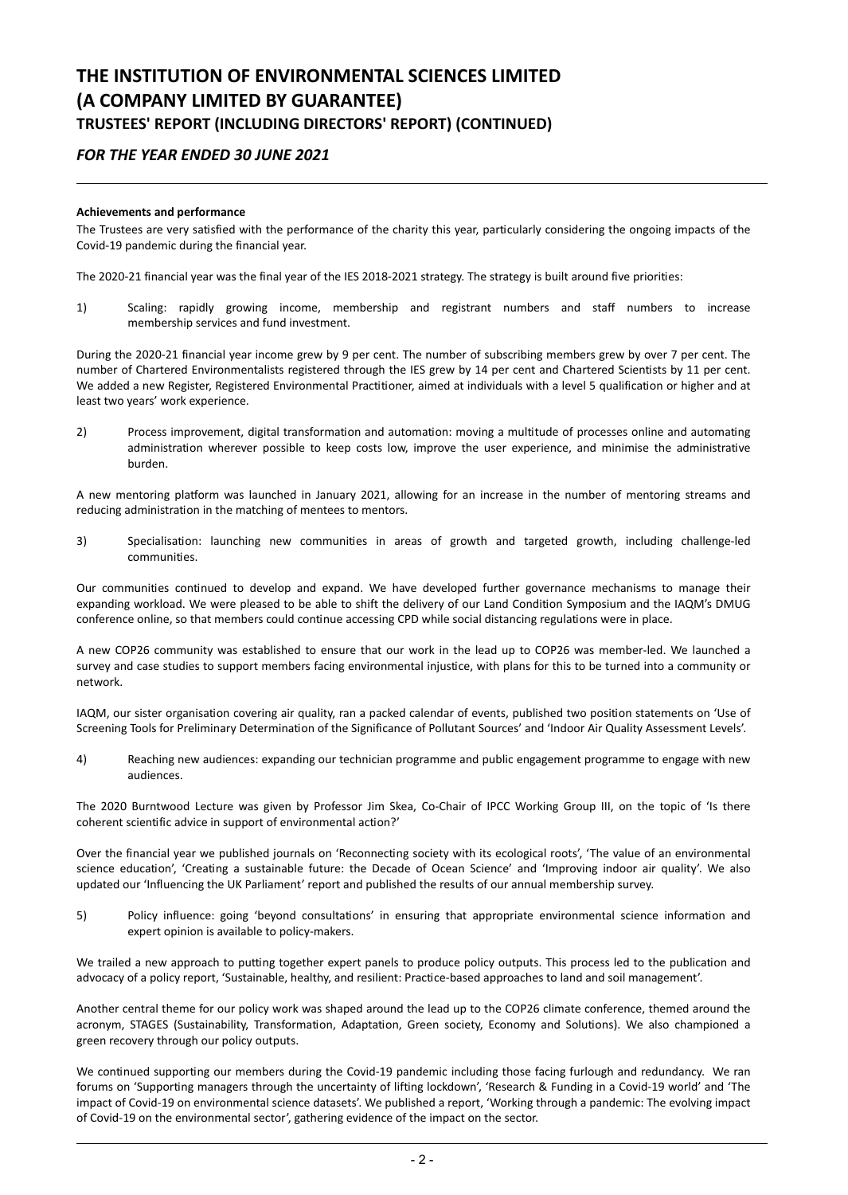**Achievements and performance**

The Trustees are very satisfied with the performance of the charity this year, particularly considering the ongoing impacts of the Covid-19 pandemic during the financial year.

The 2020-21 financial year was the final year of the IES 2018-2021 strategy. The strategy is built around five priorities:

1) Scaling: rapidly growing income, membership and registrant numbers and staff numbers to increase membership services and fund investment.

During the 2020-21 financial year income grew by 9 per cent. The number of subscribing members grew by over 7 per cent. The number of Chartered Environmentalists registered through the IES grew by 14 per cent and Chartered Scientists by 11 per cent. We added a new Register, Registered Environmental Practitioner, aimed at individuals with a level 5 qualification or higher and at least two years' work experience.

2) Process improvement, digital transformation and automation: moving a multitude of processes online and automating administration wherever possible to keep costs low, improve the user experience, and minimise the administrative burden.

A new mentoring platform was launched in January 2021, allowing for an increase in the number of mentoring streams and reducing administration in the matching of mentees to mentors.

3) Specialisation: launching new communities in areas of growth and targeted growth, including challenge-led communities.

Our communities continued to develop and expand. We have developed further governance mechanisms to manage their expanding workload. We were pleased to be able to shift the delivery of our Land Condition Symposium and the IAQM's DMUG conference online, so that members could continue accessing CPD while social distancing regulations were in place.

A new COP26 community was established to ensure that our work in the lead up to COP26 was member-led. We launched a survey and case studies to support members facing environmental injustice, with plans for this to be turned into a community or network.

IAQM, our sister organisation covering air quality, ran a packed calendar of events, published two position statements on 'Use of Screening Tools for Preliminary Determination of the Significance of Pollutant Sources' and 'Indoor Air Quality Assessment Levels'.

4) Reaching new audiences: expanding our technician programme and public engagement programme to engage with new audiences.

The 2020 Burntwood Lecture was given by Professor Jim Skea, Co-Chair of IPCC Working Group III, on the topic of 'Is there coherent scientific advice in support of environmental action?'

Over the financial year we published journals on 'Reconnecting society with its ecological roots', 'The value of an environmental science education', 'Creating a sustainable future: the Decade of Ocean Science' and 'Improving indoor air quality'. We also updated our 'Influencing the UK Parliament' report and published the results of our annual membership survey.

5) Policy influence: going 'beyond consultations' in ensuring that appropriate environmental science information and expert opinion is available to policy-makers.

We trailed a new approach to putting together expert panels to produce policy outputs. This process led to the publication and advocacy of a policy report, 'Sustainable, healthy, and resilient: Practice-based approaches to land and soil management'.

Another central theme for our policy work was shaped around the lead up to the COP26 climate conference, themed around the acronym, STAGES (Sustainability, Transformation, Adaptation, Green society, Economy and Solutions). We also championed a green recovery through our policy outputs.

We continued supporting our members during the Covid-19 pandemic including those facing furlough and redundancy. We ran forums on 'Supporting managers through the uncertainty of lifting lockdown', 'Research & Funding in a Covid-19 world' and 'The impact of Covid-19 on environmental science datasets'. We published a report, 'Working through a pandemic: The evolving impact of Covid-19 on the environmental sector', gathering evidence of the impact on the sector.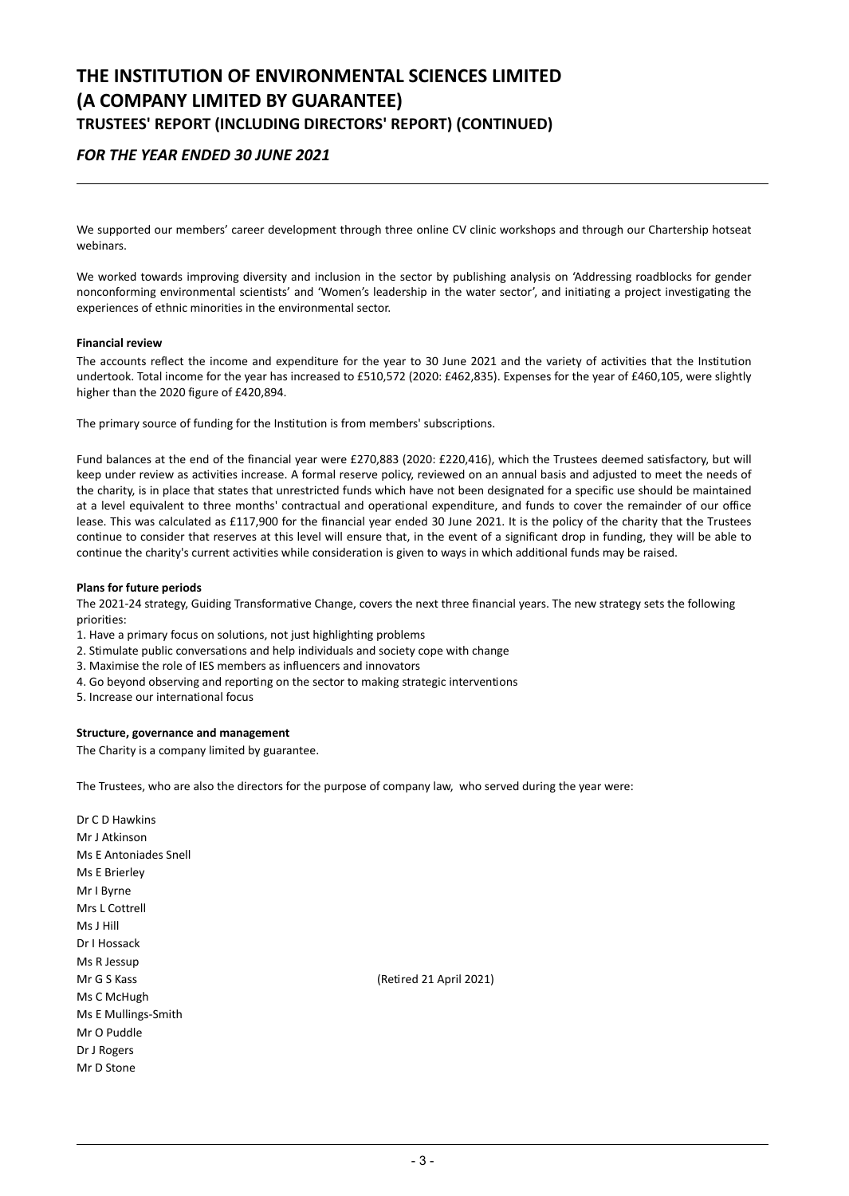We supported our members' career development through three online CV clinic workshops and through our Chartership hotseat webinars.

We worked towards improving diversity and inclusion in the sector by publishing analysis on 'Addressing roadblocks for gender nonconforming environmental scientists' and 'Women's leadership in the water sector', and initiating a project investigating the experiences of ethnic minorities in the environmental sector.

**Financial review**

The accounts reflect the income and expenditure for the year to 30 June 2021 and the variety of activities that the Institution undertook. Total income for the year has increased to £510,572 (2020: £462,835). Expenses for the year of £460,105, were slightly higher than the 2020 figure of £420,894.

The primary source of funding for the Institution is from members' subscriptions.

Fund balances at the end of the financial year were £270,883 (2020: £220,416), which the Trustees deemed satisfactory, but will keep under review as activities increase. A formal reserve policy, reviewed on an annual basis and adjusted to meet the needs of the charity, is in place that states that unrestricted funds which have not been designated for a specific use should be maintained at a level equivalent to three months' contractual and operational expenditure, and funds to cover the remainder of our office lease. This was calculated as £117,900 for the financial year ended 30 June 2021. It is the policy of the charity that the Trustees continue to consider that reserves at this level will ensure that, in the event of a significant drop in funding, they will be able to continue the charity's current activities while consideration is given to ways in which additional funds may be raised.

**Plans for future periods**

The 2021-24 strategy, Guiding Transformative Change, covers the next three financial years. The new strategy sets the following priorities:

1. Have a primary focus on solutions, not just highlighting problems
2. Stimulate public conversations and help individuals and society cope with change
3. Maximise the role of IES members as influencers and innovators
4. Go beyond observing and reporting on the sector to making strategic interventions
5. Increase our international focus

**Structure, governance and management**

The Charity is a company limited by guarantee.

The Trustees, who are also the directors for the purpose of company law, who served during the year were:

Dr C D Hawkins
Mr J Atkinson
Ms E Antoniades Snell
Ms E Brierley
Mr I Byrne
Mrs L Cottrell
Ms J Hill
Dr I Hossack
Ms R Jessup
Mr G S Kass (Retired 21 April 2021)
Ms C McHugh
Ms E Mullings-Smith
Mr O Puddle
Dr J Rogers
Mr D Stone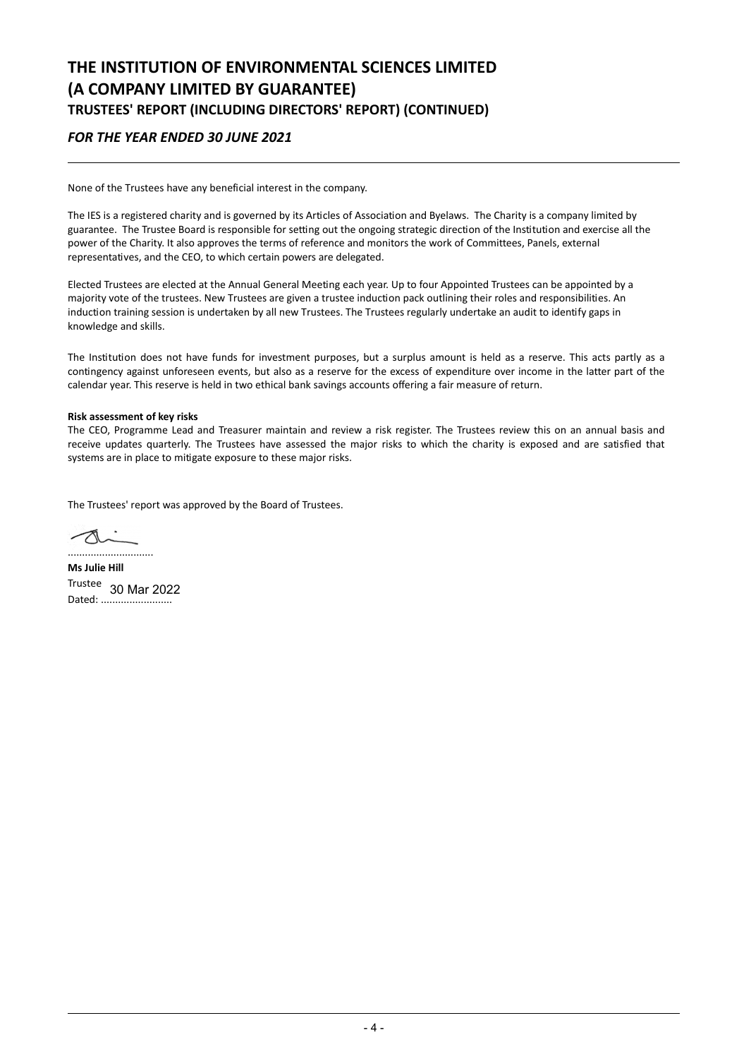# THE INSTITUTION OF ENVIRONMENTAL SCIENCES LIMITED
# (A COMPANY LIMITED BY GUARANTEE)
## TRUSTEES' REPORT (INCLUDING DIRECTORS' REPORT) (CONTINUED)

### *FOR THE YEAR ENDED 30 JUNE 2021*

None of the Trustees have any beneficial interest in the company.

The IES is a registered charity and is governed by its Articles of Association and Byelaws. The Charity is a company limited by guarantee. The Trustee Board is responsible for setting out the ongoing strategic direction of the Institution and exercise all the power of the Charity. It also approves the terms of reference and monitors the work of Committees, Panels, external representatives, and the CEO, to which certain powers are delegated.

Elected Trustees are elected at the Annual General Meeting each year. Up to four Appointed Trustees can be appointed by a majority vote of the trustees. New Trustees are given a trustee induction pack outlining their roles and responsibilities. An induction training session is undertaken by all new Trustees. The Trustees regularly undertake an audit to identify gaps in knowledge and skills.

The Institution does not have funds for investment purposes, but a surplus amount is held as a reserve. This acts partly as a contingency against unforeseen events, but also as a reserve for the excess of expenditure over income in the latter part of the calendar year. This reserve is held in two ethical bank savings accounts offering a fair measure of return.

**Risk assessment of key risks**
The CEO, Programme Lead and Treasurer maintain and review a risk register. The Trustees review this on an annual basis and receive updates quarterly. The Trustees have assessed the major risks to which the charity is exposed and are satisfied that systems are in place to mitigate exposure to these major risks.

The Trustees' report was approved by the Board of Trustees.

..............................
**Ms Julie Hill**
Trustee
Dated: 30 Mar 2022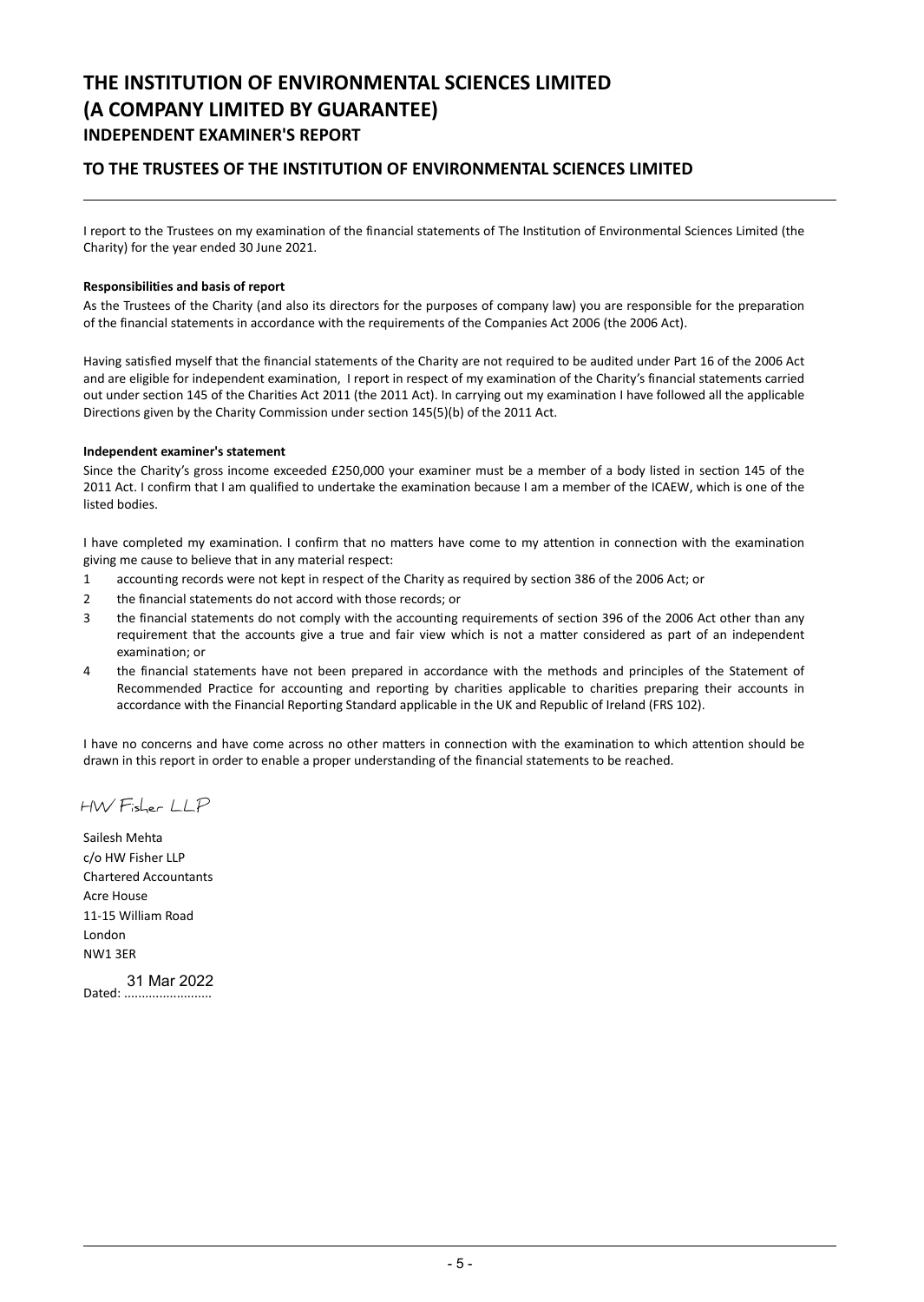# THE INSTITUTION OF ENVIRONMENTAL SCIENCES LIMITED
# (A COMPANY LIMITED BY GUARANTEE)
### INDEPENDENT EXAMINER'S REPORT

## TO THE TRUSTEES OF THE INSTITUTION OF ENVIRONMENTAL SCIENCES LIMITED

I report to the Trustees on my examination of the financial statements of The Institution of Environmental Sciences Limited (the Charity) for the year ended 30 June 2021.

**Responsibilities and basis of report**

As the Trustees of the Charity (and also its directors for the purposes of company law) you are responsible for the preparation of the financial statements in accordance with the requirements of the Companies Act 2006 (the 2006 Act).

Having satisfied myself that the financial statements of the Charity are not required to be audited under Part 16 of the 2006 Act and are eligible for independent examination, I report in respect of my examination of the Charity's financial statements carried out under section 145 of the Charities Act 2011 (the 2011 Act). In carrying out my examination I have followed all the applicable Directions given by the Charity Commission under section 145(5)(b) of the 2011 Act.

**Independent examiner's statement**

Since the Charity's gross income exceeded £250,000 your examiner must be a member of a body listed in section 145 of the 2011 Act. I confirm that I am qualified to undertake the examination because I am a member of the ICAEW, which is one of the listed bodies.

I have completed my examination. I confirm that no matters have come to my attention in connection with the examination giving me cause to believe that in any material respect:

1. accounting records were not kept in respect of the Charity as required by section 386 of the 2006 Act; or
2. the financial statements do not accord with those records; or
3. the financial statements do not comply with the accounting requirements of section 396 of the 2006 Act other than any requirement that the accounts give a true and fair view which is not a matter considered as part of an independent examination; or
4. the financial statements have not been prepared in accordance with the methods and principles of the Statement of Recommended Practice for accounting and reporting by charities applicable to charities preparing their accounts in accordance with the Financial Reporting Standard applicable in the UK and Republic of Ireland (FRS 102).

I have no concerns and have come across no other matters in connection with the examination to which attention should be drawn in this report in order to enable a proper understanding of the financial statements to be reached.

HW Fisher LLP

Sailesh Mehta
c/o HW Fisher LLP
Chartered Accountants
Acre House
11-15 William Road
London
NW1 3ER

Dated: 31 Mar 2022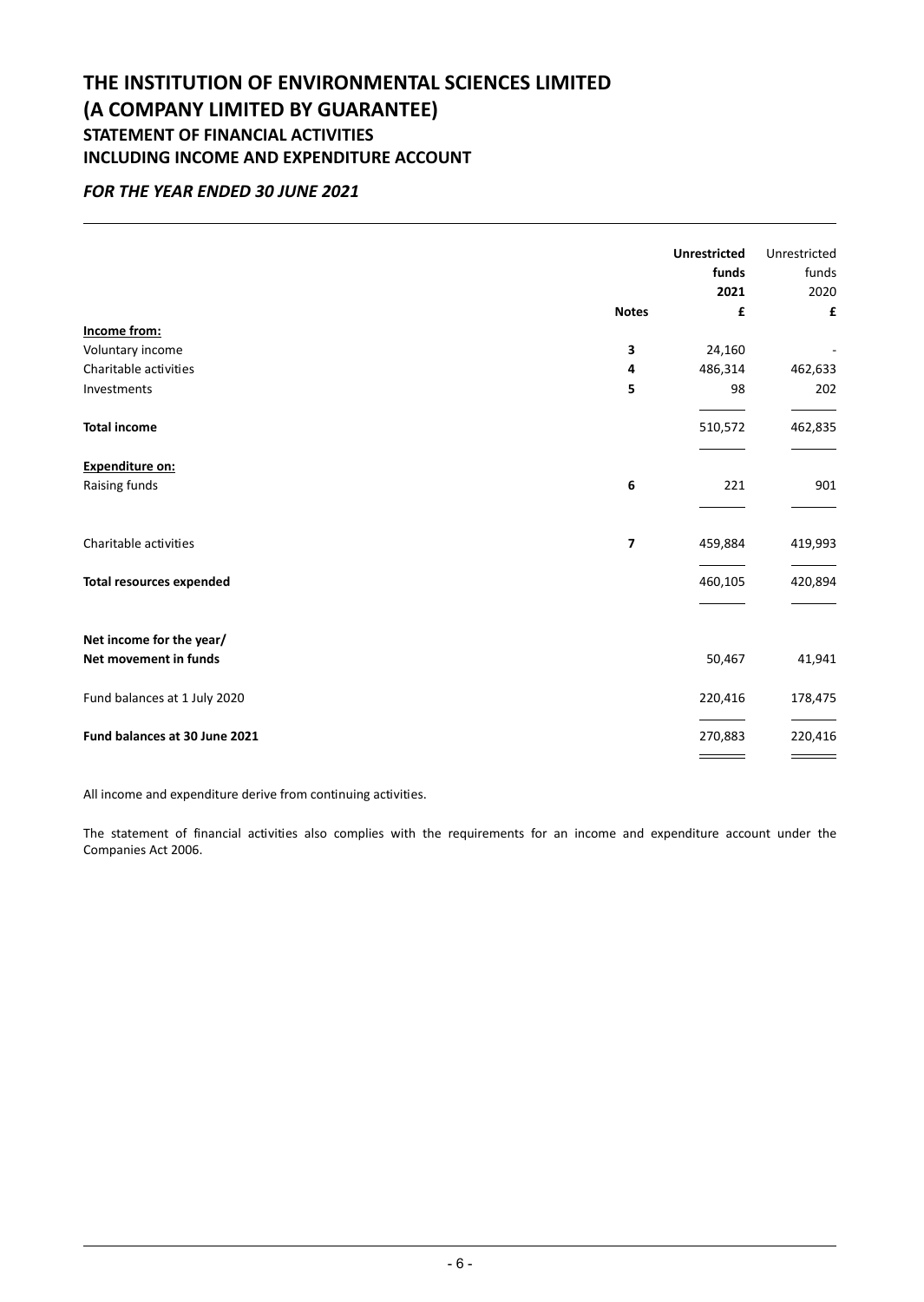# THE INSTITUTION OF ENVIRONMENTAL SCIENCES LIMITED
# (A COMPANY LIMITED BY GUARANTEE)
## STATEMENT OF FINANCIAL ACTIVITIES
## INCLUDING INCOME AND EXPENDITURE ACCOUNT

*FOR THE YEAR ENDED 30 JUNE 2021*

| | Notes | **Unrestricted funds 2021 £** | Unrestricted funds 2020 £ |
|---|---|---|---|
| **Income from:** | | | |
| Voluntary income | 3 | 24,160 | - |
| Charitable activities | 4 | 486,314 | 462,633 |
| Investments | 5 | 98 | 202 |
| **Total income** | | 510,572 | 462,835 |
| **Expenditure on:** | | | |
| Raising funds | 6 | 221 | 901 |
| Charitable activities | 7 | 459,884 | 419,993 |
| **Total resources expended** | | 460,105 | 420,894 |
| **Net income for the year/ Net movement in funds** | | 50,467 | 41,941 |
| Fund balances at 1 July 2020 | | 220,416 | 178,475 |
| **Fund balances at 30 June 2021** | | 270,883 | 220,416 |

All income and expenditure derive from continuing activities.

The statement of financial activities also complies with the requirements for an income and expenditure account under the Companies Act 2006.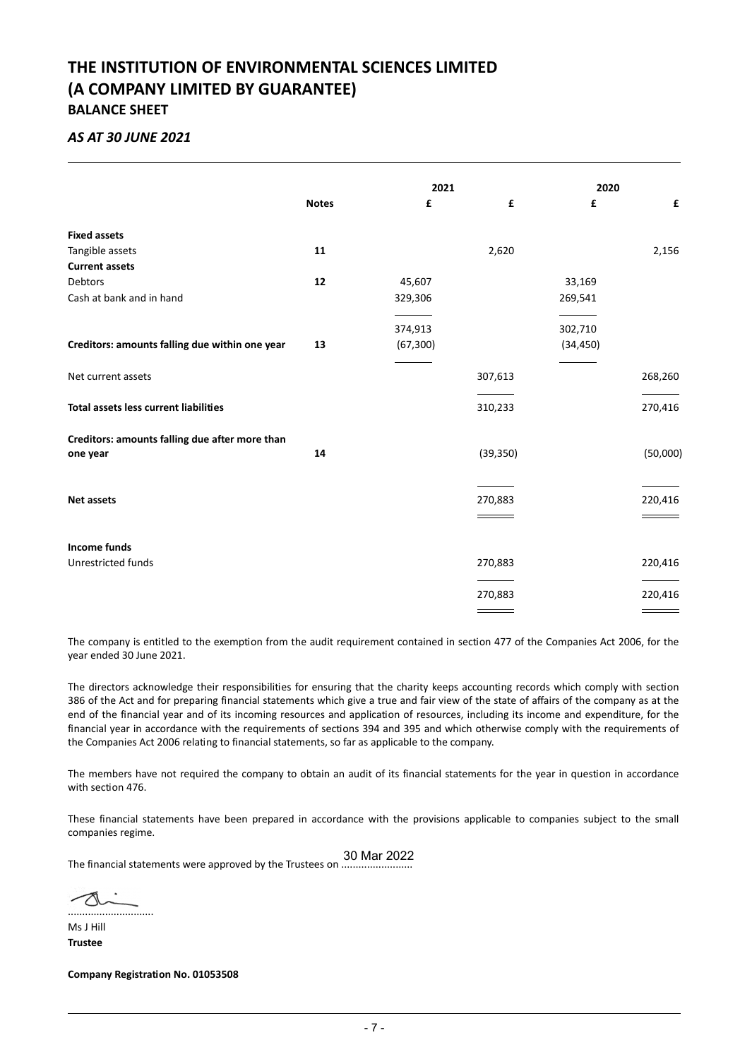# THE INSTITUTION OF ENVIRONMENTAL SCIENCES LIMITED
# (A COMPANY LIMITED BY GUARANTEE)
## BALANCE SHEET

### *AS AT 30 JUNE 2021*

| | Notes | 2021 | | 2020 | |
|---|---|---|---|---|---|
| | | £ | £ | £ | £ |
| **Fixed assets** | | | | | |
| Tangible assets | **11** | | 2,620 | | 2,156 |
| **Current assets** | | | | | |
| Debtors | **12** | 45,607 | | 33,169 | |
| Cash at bank and in hand | | 329,306 | | 269,541 | |
| | | 374,913 | | 302,710 | |
| **Creditors: amounts falling due within one year** | **13** | (67,300) | | (34,450) | |
| Net current assets | | | 307,613 | | 268,260 |
| **Total assets less current liabilities** | | | 310,233 | | 270,416 |
| **Creditors: amounts falling due after more than one year** | **14** | | (39,350) | | (50,000) |
| **Net assets** | | | 270,883 | | 220,416 |
| **Income funds** | | | | | |
| Unrestricted funds | | | 270,883 | | 220,416 |
| | | | 270,883 | | 220,416 |

The company is entitled to the exemption from the audit requirement contained in section 477 of the Companies Act 2006, for the year ended 30 June 2021.

The directors acknowledge their responsibilities for ensuring that the charity keeps accounting records which comply with section 386 of the Act and for preparing financial statements which give a true and fair view of the state of affairs of the company as at the end of the financial year and of its incoming resources and application of resources, including its income and expenditure, for the financial year in accordance with the requirements of sections 394 and 395 and which otherwise comply with the requirements of the Companies Act 2006 relating to financial statements, so far as applicable to the company.

The members have not required the company to obtain an audit of its financial statements for the year in question in accordance with section 476.

These financial statements have been prepared in accordance with the provisions applicable to companies subject to the small companies regime.

The financial statements were approved by the Trustees on 30 Mar 2022

..............................

Ms J Hill
**Trustee**

**Company Registration No. 01053508**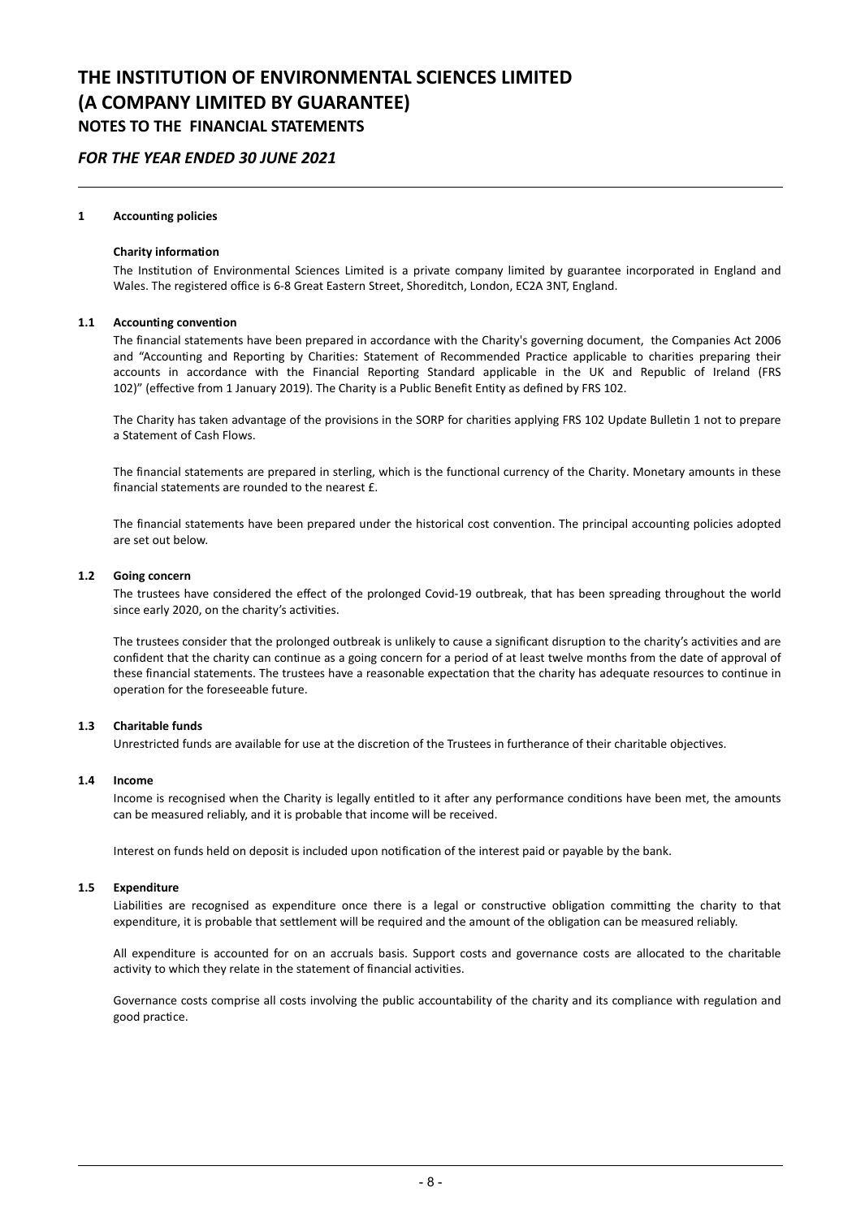# THE INSTITUTION OF ENVIRONMENTAL SCIENCES LIMITED
# (A COMPANY LIMITED BY GUARANTEE)
## NOTES TO THE FINANCIAL STATEMENTS

### *FOR THE YEAR ENDED 30 JUNE 2021*

**1 Accounting policies**

**Charity information**

The Institution of Environmental Sciences Limited is a private company limited by guarantee incorporated in England and Wales. The registered office is 6-8 Great Eastern Street, Shoreditch, London, EC2A 3NT, England.

**1.1 Accounting convention**

The financial statements have been prepared in accordance with the Charity's governing document, the Companies Act 2006 and "Accounting and Reporting by Charities: Statement of Recommended Practice applicable to charities preparing their accounts in accordance with the Financial Reporting Standard applicable in the UK and Republic of Ireland (FRS 102)" (effective from 1 January 2019). The Charity is a Public Benefit Entity as defined by FRS 102.

The Charity has taken advantage of the provisions in the SORP for charities applying FRS 102 Update Bulletin 1 not to prepare a Statement of Cash Flows.

The financial statements are prepared in sterling, which is the functional currency of the Charity. Monetary amounts in these financial statements are rounded to the nearest £.

The financial statements have been prepared under the historical cost convention. The principal accounting policies adopted are set out below.

**1.2 Going concern**

The trustees have considered the effect of the prolonged Covid-19 outbreak, that has been spreading throughout the world since early 2020, on the charity's activities.

The trustees consider that the prolonged outbreak is unlikely to cause a significant disruption to the charity's activities and are confident that the charity can continue as a going concern for a period of at least twelve months from the date of approval of these financial statements. The trustees have a reasonable expectation that the charity has adequate resources to continue in operation for the foreseeable future.

**1.3 Charitable funds**

Unrestricted funds are available for use at the discretion of the Trustees in furtherance of their charitable objectives.

**1.4 Income**

Income is recognised when the Charity is legally entitled to it after any performance conditions have been met, the amounts can be measured reliably, and it is probable that income will be received.

Interest on funds held on deposit is included upon notification of the interest paid or payable by the bank.

**1.5 Expenditure**

Liabilities are recognised as expenditure once there is a legal or constructive obligation committing the charity to that expenditure, it is probable that settlement will be required and the amount of the obligation can be measured reliably.

All expenditure is accounted for on an accruals basis. Support costs and governance costs are allocated to the charitable activity to which they relate in the statement of financial activities.

Governance costs comprise all costs involving the public accountability of the charity and its compliance with regulation and good practice.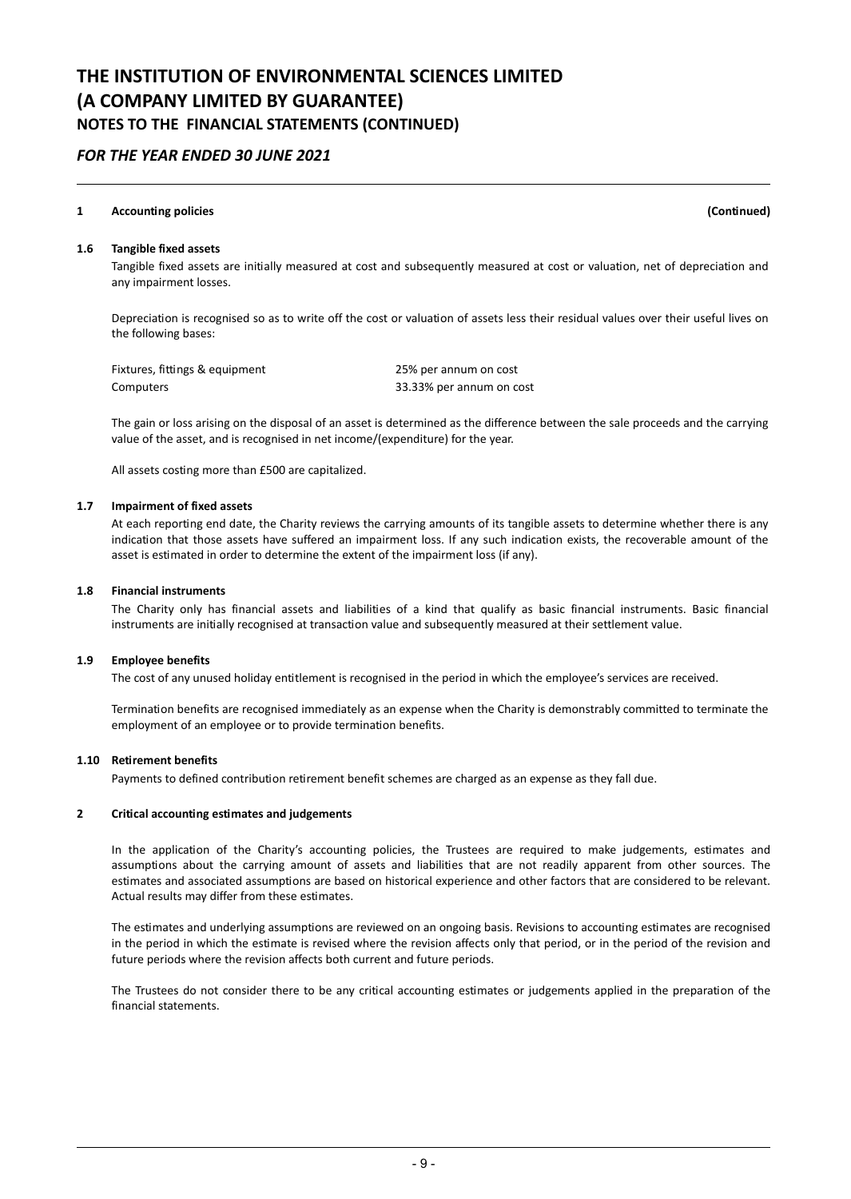# THE INSTITUTION OF ENVIRONMENTAL SCIENCES LIMITED
# (A COMPANY LIMITED BY GUARANTEE)
## NOTES TO THE FINANCIAL STATEMENTS (CONTINUED)

*FOR THE YEAR ENDED 30 JUNE 2021*

**1 Accounting policies** **(Continued)**

**1.6 Tangible fixed assets**

Tangible fixed assets are initially measured at cost and subsequently measured at cost or valuation, net of depreciation and any impairment losses.

Depreciation is recognised so as to write off the cost or valuation of assets less their residual values over their useful lives on the following bases:

| | |
|---|---|
| Fixtures, fittings & equipment | 25% per annum on cost |
| Computers | 33.33% per annum on cost |

The gain or loss arising on the disposal of an asset is determined as the difference between the sale proceeds and the carrying value of the asset, and is recognised in net income/(expenditure) for the year.

All assets costing more than £500 are capitalized.

**1.7 Impairment of fixed assets**

At each reporting end date, the Charity reviews the carrying amounts of its tangible assets to determine whether there is any indication that those assets have suffered an impairment loss. If any such indication exists, the recoverable amount of the asset is estimated in order to determine the extent of the impairment loss (if any).

**1.8 Financial instruments**

The Charity only has financial assets and liabilities of a kind that qualify as basic financial instruments. Basic financial instruments are initially recognised at transaction value and subsequently measured at their settlement value.

**1.9 Employee benefits**

The cost of any unused holiday entitlement is recognised in the period in which the employee's services are received.

Termination benefits are recognised immediately as an expense when the Charity is demonstrably committed to terminate the employment of an employee or to provide termination benefits.

**1.10 Retirement benefits**

Payments to defined contribution retirement benefit schemes are charged as an expense as they fall due.

**2 Critical accounting estimates and judgements**

In the application of the Charity's accounting policies, the Trustees are required to make judgements, estimates and assumptions about the carrying amount of assets and liabilities that are not readily apparent from other sources. The estimates and associated assumptions are based on historical experience and other factors that are considered to be relevant. Actual results may differ from these estimates.

The estimates and underlying assumptions are reviewed on an ongoing basis. Revisions to accounting estimates are recognised in the period in which the estimate is revised where the revision affects only that period, or in the period of the revision and future periods where the revision affects both current and future periods.

The Trustees do not consider there to be any critical accounting estimates or judgements applied in the preparation of the financial statements.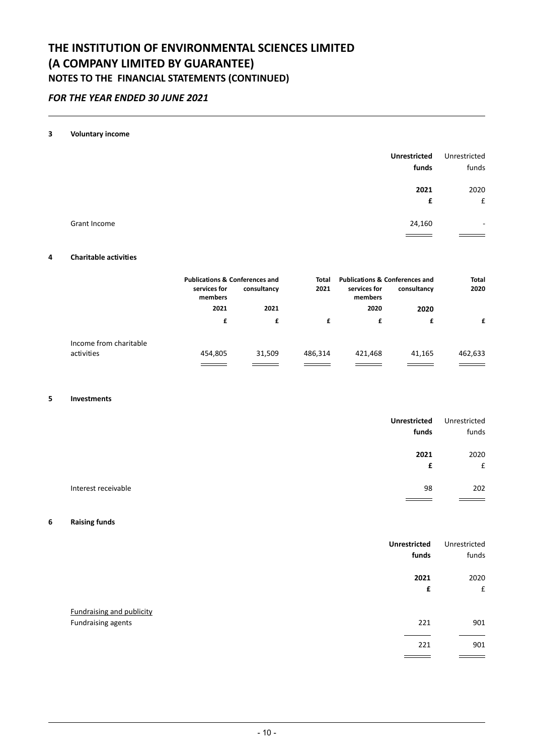# THE INSTITUTION OF ENVIRONMENTAL SCIENCES LIMITED
# (A COMPANY LIMITED BY GUARANTEE)
## NOTES TO THE FINANCIAL STATEMENTS (CONTINUED)

### *FOR THE YEAR ENDED 30 JUNE 2021*

**3 Voluntary income**

| | **Unrestricted funds** | Unrestricted funds |
|---|---|---|
| | **2021** | 2020 |
| | **£** | £ |
| Grant Income | 24,160 | - |

**4 Charitable activities**

| | **Publications & services for members** | **Conferences and consultancy** | **Total 2021** | **Publications & services for members** | **Conferences and consultancy** | **Total 2020** |
|---|---|---|---|---|---|---|
| | **2021** | **2021** | | **2020** | **2020** | |
| | **£** | **£** | **£** | **£** | **£** | **£** |
| Income from charitable activities | 454,805 | 31,509 | 486,314 | 421,468 | 41,165 | 462,633 |

**5 Investments**

| | **Unrestricted funds** | Unrestricted funds |
|---|---|---|
| | **2021** | 2020 |
| | **£** | £ |
| Interest receivable | 98 | 202 |

**6 Raising funds**

| | **Unrestricted funds** | Unrestricted funds |
|---|---|---|
| | **2021** | 2020 |
| | **£** | £ |
| Fundraising and publicity | | |
| Fundraising agents | 221 | 901 |
| | 221 | 901 |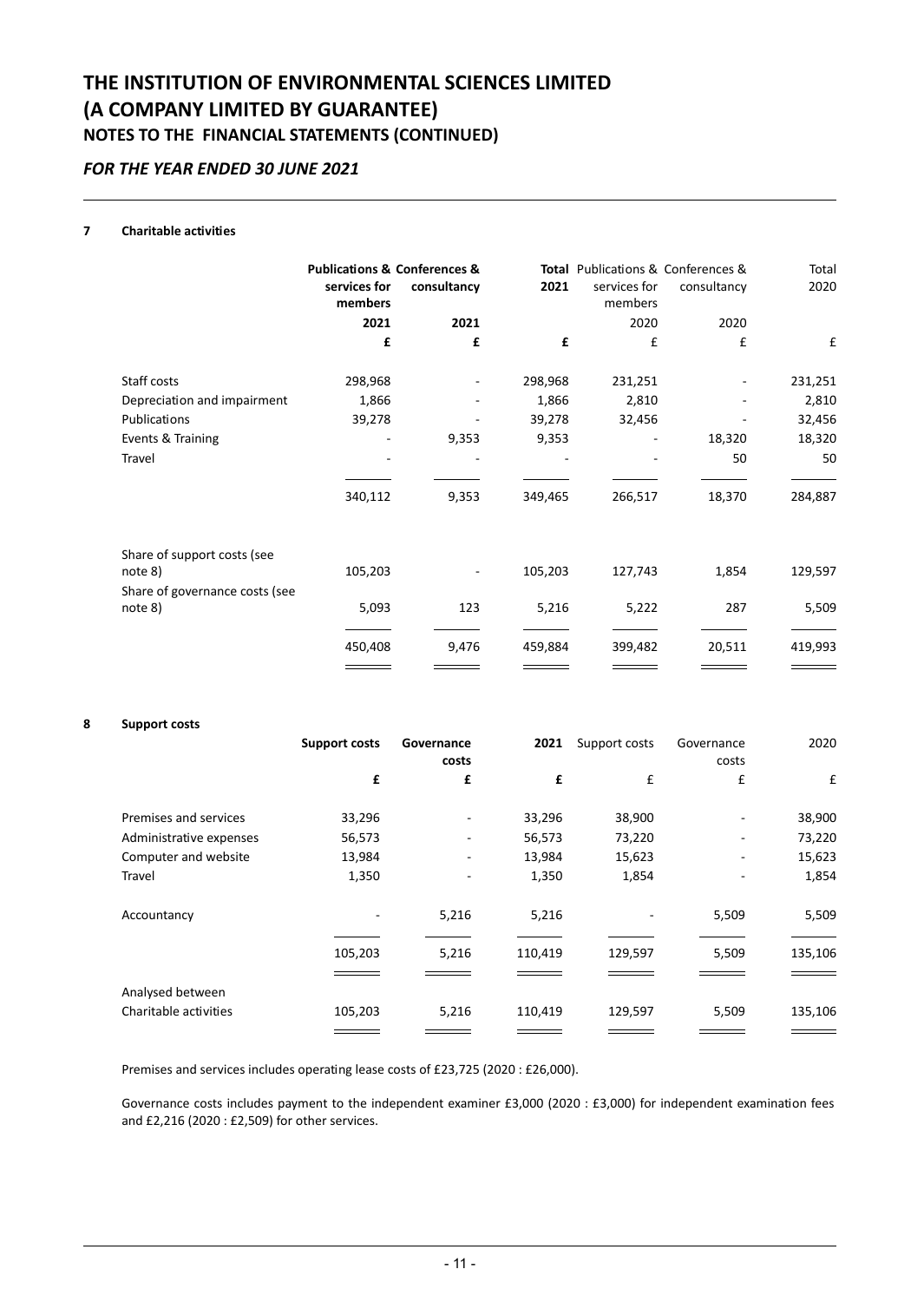# THE INSTITUTION OF ENVIRONMENTAL SCIENCES LIMITED
# (A COMPANY LIMITED BY GUARANTEE)
## NOTES TO THE FINANCIAL STATEMENTS (CONTINUED)

### *FOR THE YEAR ENDED 30 JUNE 2021*

**7 Charitable activities**

| | **Publications & services for members** | **Conferences & consultancy** | **Total 2021** | Publications & services for members | Conferences & consultancy | Total 2020 |
|---|---|---|---|---|---|---|
| | **2021** | **2021** | | 2020 | 2020 | |
| | **£** | **£** | **£** | £ | £ | £ |
| Staff costs | 298,968 | - | 298,968 | 231,251 | - | 231,251 |
| Depreciation and impairment | 1,866 | - | 1,866 | 2,810 | - | 2,810 |
| Publications | 39,278 | - | 39,278 | 32,456 | - | 32,456 |
| Events & Training | - | 9,353 | 9,353 | - | 18,320 | 18,320 |
| Travel | - | - | - | - | 50 | 50 |
| | 340,112 | 9,353 | 349,465 | 266,517 | 18,370 | 284,887 |
| Share of support costs (see note 8) | 105,203 | - | 105,203 | 127,743 | 1,854 | 129,597 |
| Share of governance costs (see note 8) | 5,093 | 123 | 5,216 | 5,222 | 287 | 5,509 |
| | 450,408 | 9,476 | 459,884 | 399,482 | 20,511 | 419,993 |

**8 Support costs**

| | **Support costs** | **Governance costs** | **2021** | Support costs | Governance costs | 2020 |
|---|---|---|---|---|---|---|
| | **£** | **£** | **£** | £ | £ | £ |
| Premises and services | 33,296 | - | 33,296 | 38,900 | - | 38,900 |
| Administrative expenses | 56,573 | - | 56,573 | 73,220 | - | 73,220 |
| Computer and website | 13,984 | - | 13,984 | 15,623 | - | 15,623 |
| Travel | 1,350 | - | 1,350 | 1,854 | - | 1,854 |
| Accountancy | - | 5,216 | 5,216 | - | 5,509 | 5,509 |
| | 105,203 | 5,216 | 110,419 | 129,597 | 5,509 | 135,106 |
| Analysed between | | | | | | |
| Charitable activities | 105,203 | 5,216 | 110,419 | 129,597 | 5,509 | 135,106 |

Premises and services includes operating lease costs of £23,725 (2020 : £26,000).

Governance costs includes payment to the independent examiner £3,000 (2020 : £3,000) for independent examination fees and £2,216 (2020 : £2,509) for other services.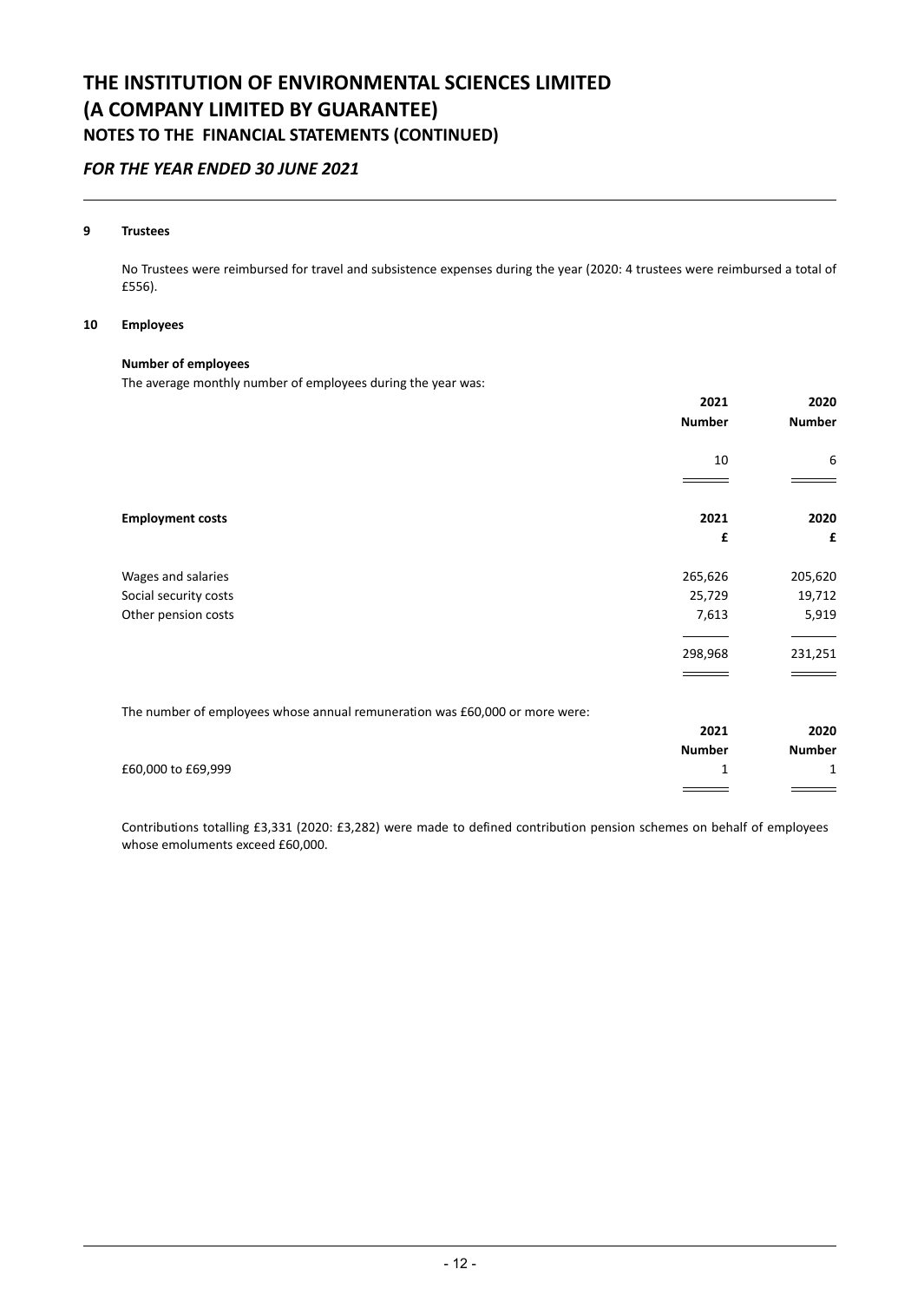# THE INSTITUTION OF ENVIRONMENTAL SCIENCES LIMITED
# (A COMPANY LIMITED BY GUARANTEE)
## NOTES TO THE FINANCIAL STATEMENTS (CONTINUED)

### *FOR THE YEAR ENDED 30 JUNE 2021*

**9 Trustees**

No Trustees were reimbursed for travel and subsistence expenses during the year (2020: 4 trustees were reimbursed a total of £556).

**10 Employees**

**Number of employees**

The average monthly number of employees during the year was:

| | 2021 Number | 2020 Number |
|---|---|---|
| | 10 | 6 |

| **Employment costs** | 2021 £ | 2020 £ |
|---|---|---|
| Wages and salaries | 265,626 | 205,620 |
| Social security costs | 25,729 | 19,712 |
| Other pension costs | 7,613 | 5,919 |
| | 298,968 | 231,251 |

The number of employees whose annual remuneration was £60,000 or more were:

| | 2021 Number | 2020 Number |
|---|---|---|
| £60,000 to £69,999 | 1 | 1 |

Contributions totalling £3,331 (2020: £3,282) were made to defined contribution pension schemes on behalf of employees whose emoluments exceed £60,000.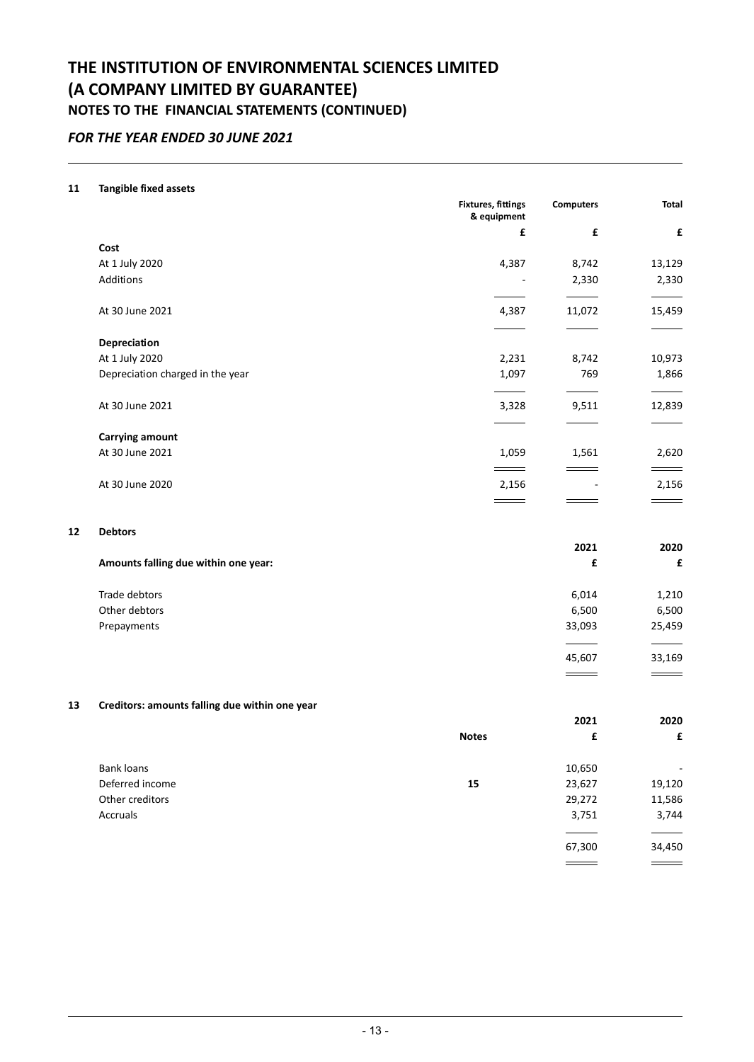# THE INSTITUTION OF ENVIRONMENTAL SCIENCES LIMITED
# (A COMPANY LIMITED BY GUARANTEE)
## NOTES TO THE FINANCIAL STATEMENTS (CONTINUED)

### *FOR THE YEAR ENDED 30 JUNE 2021*

**11 Tangible fixed assets**

| | Fixtures, fittings & equipment | Computers | Total |
|---|---|---|---|
| | £ | £ | £ |
| **Cost** | | | |
| At 1 July 2020 | 4,387 | 8,742 | 13,129 |
| Additions | - | 2,330 | 2,330 |
| At 30 June 2021 | 4,387 | 11,072 | 15,459 |
| **Depreciation** | | | |
| At 1 July 2020 | 2,231 | 8,742 | 10,973 |
| Depreciation charged in the year | 1,097 | 769 | 1,866 |
| At 30 June 2021 | 3,328 | 9,511 | 12,839 |
| **Carrying amount** | | | |
| At 30 June 2021 | 1,059 | 1,561 | 2,620 |
| At 30 June 2020 | 2,156 | - | 2,156 |

**12 Debtors**

| | 2021 | 2020 |
|---|---|---|
| **Amounts falling due within one year:** | £ | £ |
| Trade debtors | 6,014 | 1,210 |
| Other debtors | 6,500 | 6,500 |
| Prepayments | 33,093 | 25,459 |
| | 45,607 | 33,169 |

**13 Creditors: amounts falling due within one year**

| | Notes | 2021 | 2020 |
|---|---|---|---|
| | | £ | £ |
| Bank loans | | 10,650 | - |
| Deferred income | 15 | 23,627 | 19,120 |
| Other creditors | | 29,272 | 11,586 |
| Accruals | | 3,751 | 3,744 |
| | | 67,300 | 34,450 |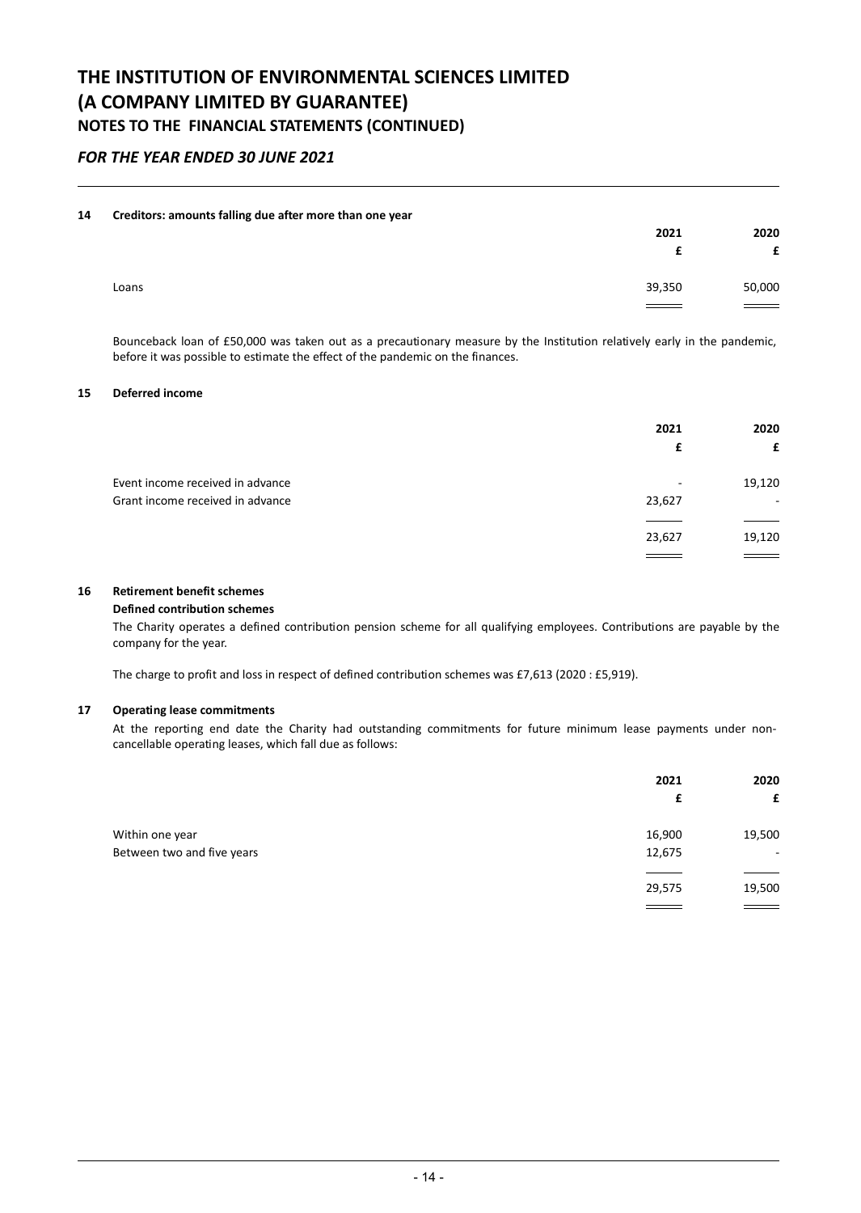# THE INSTITUTION OF ENVIRONMENTAL SCIENCES LIMITED
# (A COMPANY LIMITED BY GUARANTEE)
## NOTES TO THE FINANCIAL STATEMENTS (CONTINUED)

### *FOR THE YEAR ENDED 30 JUNE 2021*

**14 Creditors: amounts falling due after more than one year**

| | 2021 | 2020 |
|---|---|---|
| | £ | £ |
| Loans | 39,350 | 50,000 |

Bounceback loan of £50,000 was taken out as a precautionary measure by the Institution relatively early in the pandemic, before it was possible to estimate the effect of the pandemic on the finances.

**15 Deferred income**

| | 2021 | 2020 |
|---|---|---|
| | £ | £ |
| Event income received in advance | - | 19,120 |
| Grant income received in advance | 23,627 | - |
| | 23,627 | 19,120 |

**16 Retirement benefit schemes**

**Defined contribution schemes**

The Charity operates a defined contribution pension scheme for all qualifying employees. Contributions are payable by the company for the year.

The charge to profit and loss in respect of defined contribution schemes was £7,613 (2020 : £5,919).

**17 Operating lease commitments**

At the reporting end date the Charity had outstanding commitments for future minimum lease payments under non-cancellable operating leases, which fall due as follows:

| | 2021 | 2020 |
|---|---|---|
| | £ | £ |
| Within one year | 16,900 | 19,500 |
| Between two and five years | 12,675 | - |
| | 29,575 | 19,500 |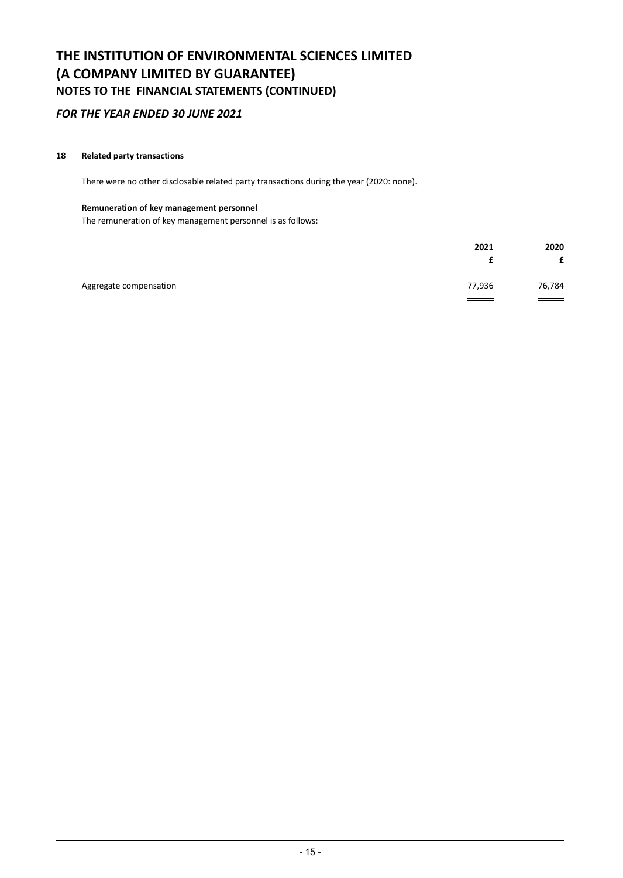## 18 Related party transactions

There were no other disclosable related party transactions during the year (2020: none).

**Remuneration of key management personnel**

The remuneration of key management personnel is as follows:

| | 2021 | 2020 |
|---|---|---|
| | £ | £ |
| Aggregate compensation | 77,936 | 76,784 |